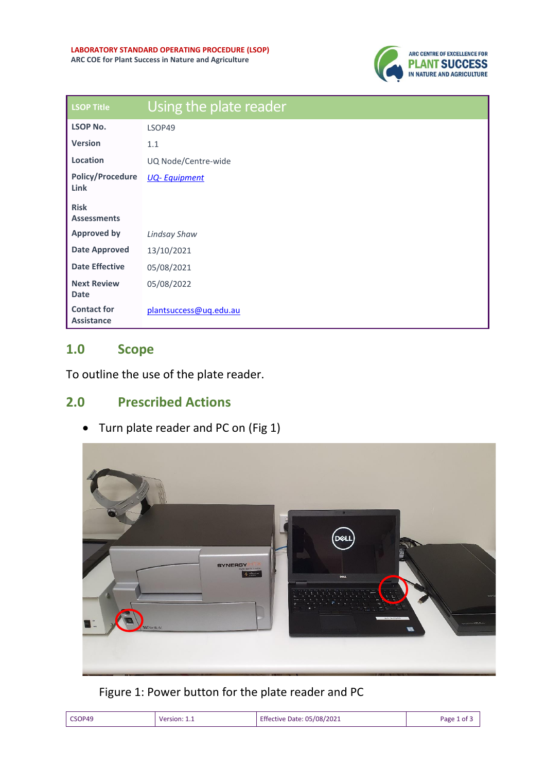**LABORATORY STANDARD OPERATING PROCEDURE (LSOP)**
**ARC COE for Plant Success in Nature and Agriculture**

| LSOP Title | Using the plate reader |
| --- | --- |
| **LSOP No.** | LSOP49 |
| **Version** | 1.1 |
| **Location** | UQ Node/Centre-wide |
| **Policy/Procedure Link** | *UQ- Equipment* |
| **Risk Assessments** | |
| **Approved by** | *Lindsay Shaw* |
| **Date Approved** | 13/10/2021 |
| **Date Effective** | 05/08/2021 |
| **Next Review Date** | 05/08/2022 |
| **Contact for Assistance** | plantsuccess@uq.edu.au |

## 1.0 Scope

To outline the use of the plate reader.

## 2.0 Prescribed Actions

- Turn plate reader and PC on (Fig 1)

Figure 1: Power button for the plate reader and PC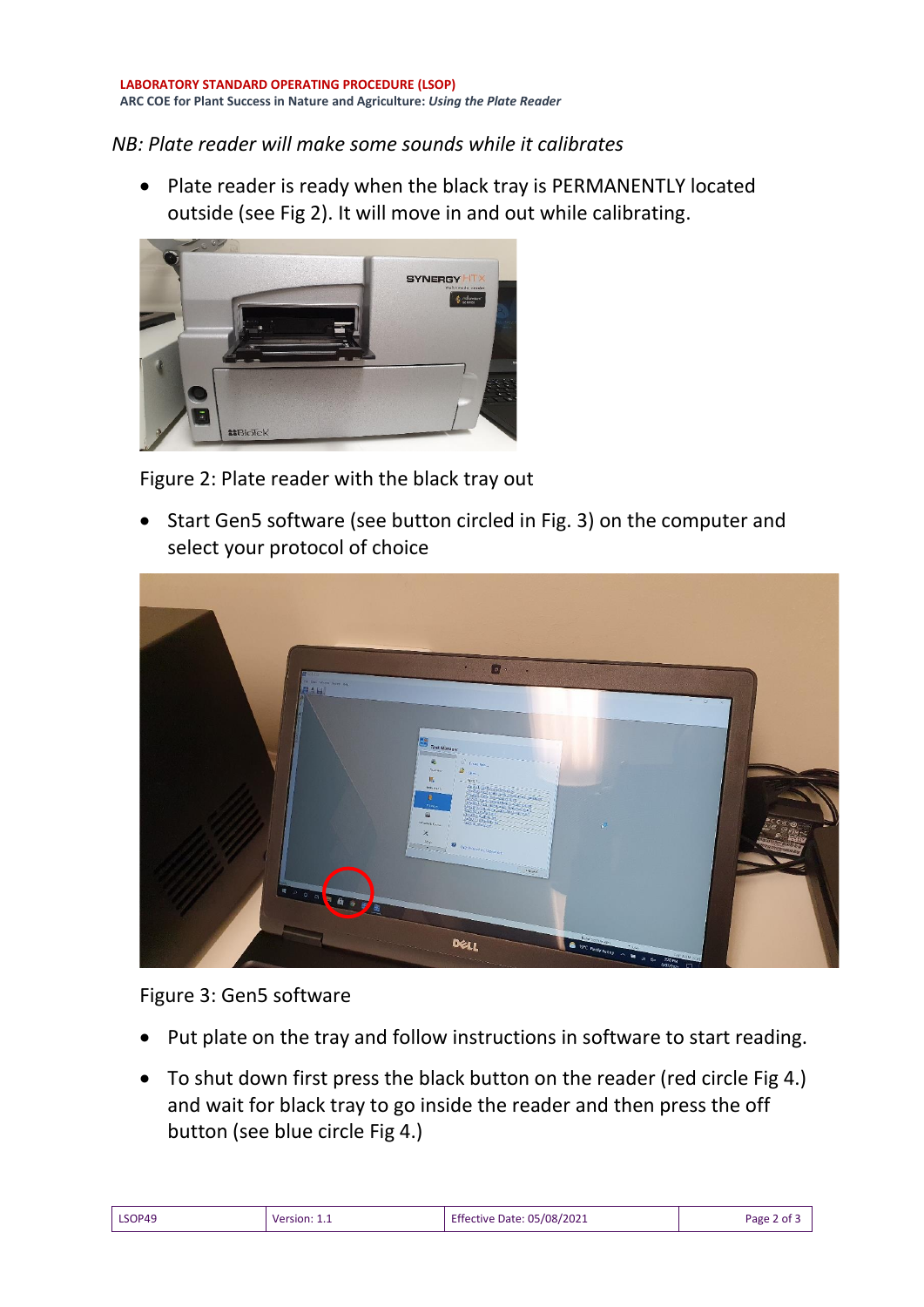*NB: Plate reader will make some sounds while it calibrates*

- Plate reader is ready when the black tray is PERMANENTLY located outside (see Fig 2). It will move in and out while calibrating.

Figure 2: Plate reader with the black tray out

- Start Gen5 software (see button circled in Fig. 3) on the computer and select your protocol of choice

Figure 3: Gen5 software

- Put plate on the tray and follow instructions in software to start reading.
- To shut down first press the black button on the reader (red circle Fig 4.) and wait for black tray to go inside the reader and then press the off button (see blue circle Fig 4.)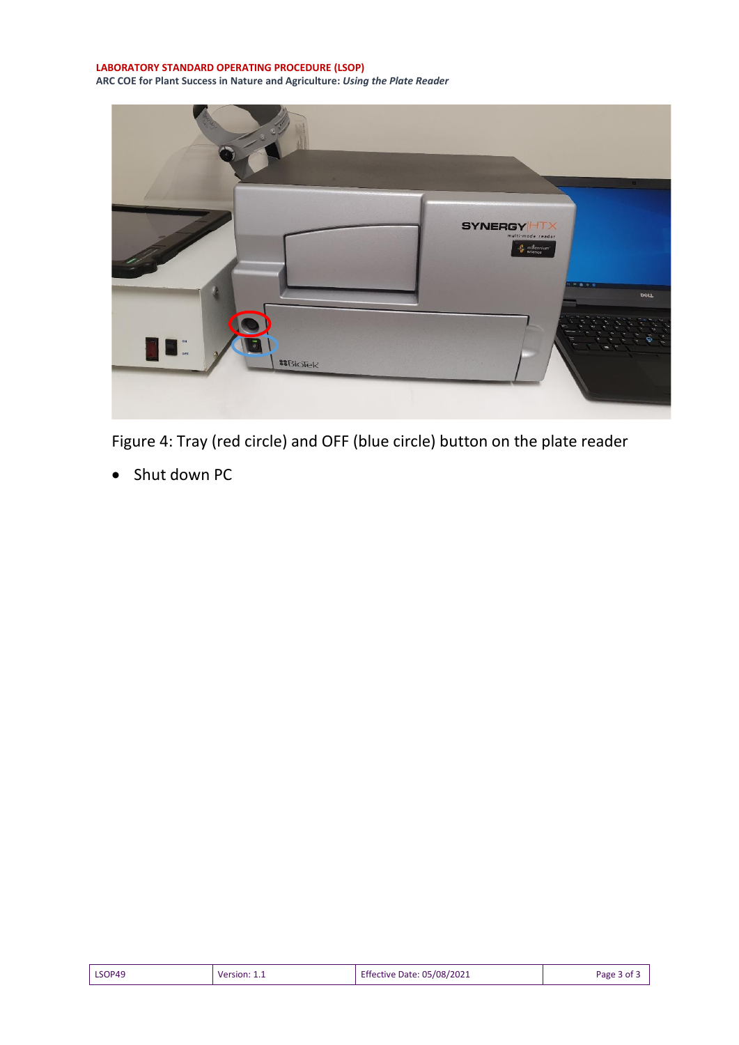Figure 4: Tray (red circle) and OFF (blue circle) button on the plate reader

- Shut down PC